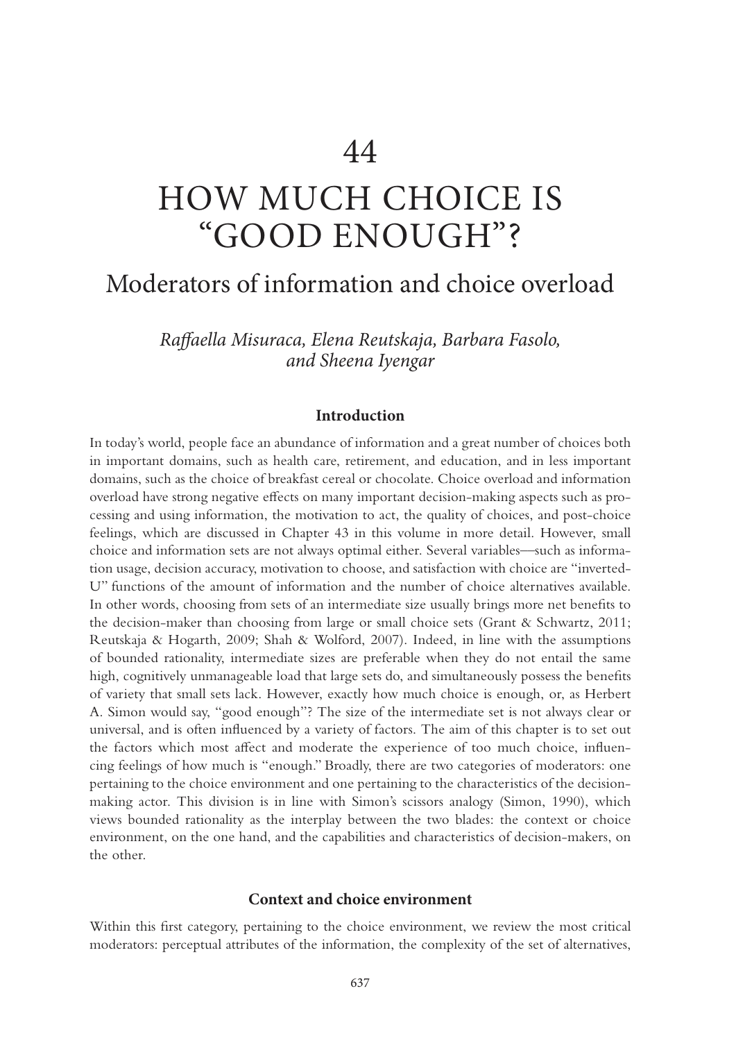# 44

# HOW MUCH CHOICE IS "GOOD ENOUGH"?

## Moderators of information and choice overload

*Raffaella Misuraca, Elena Reutskaja, Barbara Fasolo, and Sheena Iyengar*

### Introduction

In today's world, people face an abundance of information and a great number of choices both in important domains, such as health care, retirement, and education, and in less important domains, such as the choice of breakfast cereal or chocolate. Choice overload and information overload have strong negative effects on many important decision-making aspects such as processing and using information, the motivation to act, the quality of choices, and post-choice feelings, which are discussed in Chapter 43 in this volume in more detail. However, small choice and information sets are not always optimal either. Several variables—such as information usage, decision accuracy, motivation to choose, and satisfaction with choice are "inverted-U" functions of the amount of information and the number of choice alternatives available. In other words, choosing from sets of an intermediate size usually brings more net benefits to the decision-maker than choosing from large or small choice sets (Grant & Schwartz, 2011; Reutskaja & Hogarth, 2009; Shah & Wolford, 2007). Indeed, in line with the assumptions of bounded rationality, intermediate sizes are preferable when they do not entail the same high, cognitively unmanageable load that large sets do, and simultaneously possess the benefits of variety that small sets lack. However, exactly how much choice is enough, or, as Herbert A. Simon would say, "good enough"? The size of the intermediate set is not always clear or universal, and is often influenced by a variety of factors. The aim of this chapter is to set out the factors which most affect and moderate the experience of too much choice, influencing feelings of how much is "enough." Broadly, there are two categories of moderators: one pertaining to the choice environment and one pertaining to the characteristics of the decision-making actor. This division is in line with Simon's scissors analogy (Simon, 1990), which views bounded rationality as the interplay between the two blades: the context or choice environment, on the one hand, and the capabilities and characteristics of decision-makers, on the other.

### Context and choice environment

Within this first category, pertaining to the choice environment, we review the most critical moderators: perceptual attributes of the information, the complexity of the set of alternatives,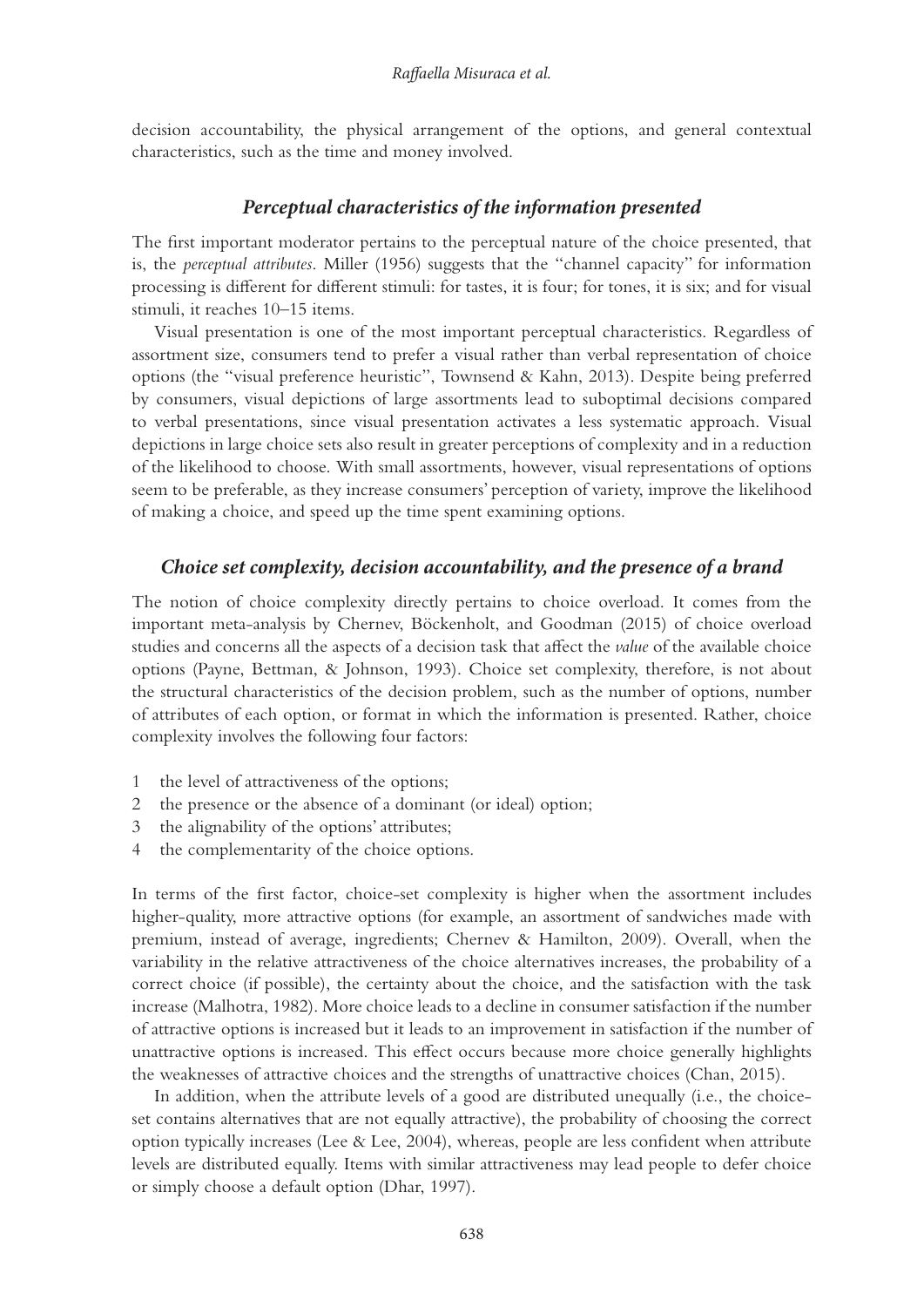decision accountability, the physical arrangement of the options, and general contextual characteristics, such as the time and money involved.

### *Perceptual characteristics of the information presented*

The first important moderator pertains to the perceptual nature of the choice presented, that is, the *perceptual attributes*. Miller (1956) suggests that the "channel capacity" for information processing is different for different stimuli: for tastes, it is four; for tones, it is six; and for visual stimuli, it reaches 10–15 items.

Visual presentation is one of the most important perceptual characteristics. Regardless of assortment size, consumers tend to prefer a visual rather than verbal representation of choice options (the "visual preference heuristic", Townsend & Kahn, 2013). Despite being preferred by consumers, visual depictions of large assortments lead to suboptimal decisions compared to verbal presentations, since visual presentation activates a less systematic approach. Visual depictions in large choice sets also result in greater perceptions of complexity and in a reduction of the likelihood to choose. With small assortments, however, visual representations of options seem to be preferable, as they increase consumers' perception of variety, improve the likelihood of making a choice, and speed up the time spent examining options.

### *Choice set complexity, decision accountability, and the presence of a brand*

The notion of choice complexity directly pertains to choice overload. It comes from the important meta-analysis by Chernev, Böckenholt, and Goodman (2015) of choice overload studies and concerns all the aspects of a decision task that affect the *value* of the available choice options (Payne, Bettman, & Johnson, 1993). Choice set complexity, therefore, is not about the structural characteristics of the decision problem, such as the number of options, number of attributes of each option, or format in which the information is presented. Rather, choice complexity involves the following four factors:

1. the level of attractiveness of the options;
2. the presence or the absence of a dominant (or ideal) option;
3. the alignability of the options' attributes;
4. the complementarity of the choice options.

In terms of the first factor, choice-set complexity is higher when the assortment includes higher-quality, more attractive options (for example, an assortment of sandwiches made with premium, instead of average, ingredients; Chernev & Hamilton, 2009). Overall, when the variability in the relative attractiveness of the choice alternatives increases, the probability of a correct choice (if possible), the certainty about the choice, and the satisfaction with the task increase (Malhotra, 1982). More choice leads to a decline in consumer satisfaction if the number of attractive options is increased but it leads to an improvement in satisfaction if the number of unattractive options is increased. This effect occurs because more choice generally highlights the weaknesses of attractive choices and the strengths of unattractive choices (Chan, 2015).

In addition, when the attribute levels of a good are distributed unequally (i.e., the choice-set contains alternatives that are not equally attractive), the probability of choosing the correct option typically increases (Lee & Lee, 2004), whereas, people are less confident when attribute levels are distributed equally. Items with similar attractiveness may lead people to defer choice or simply choose a default option (Dhar, 1997).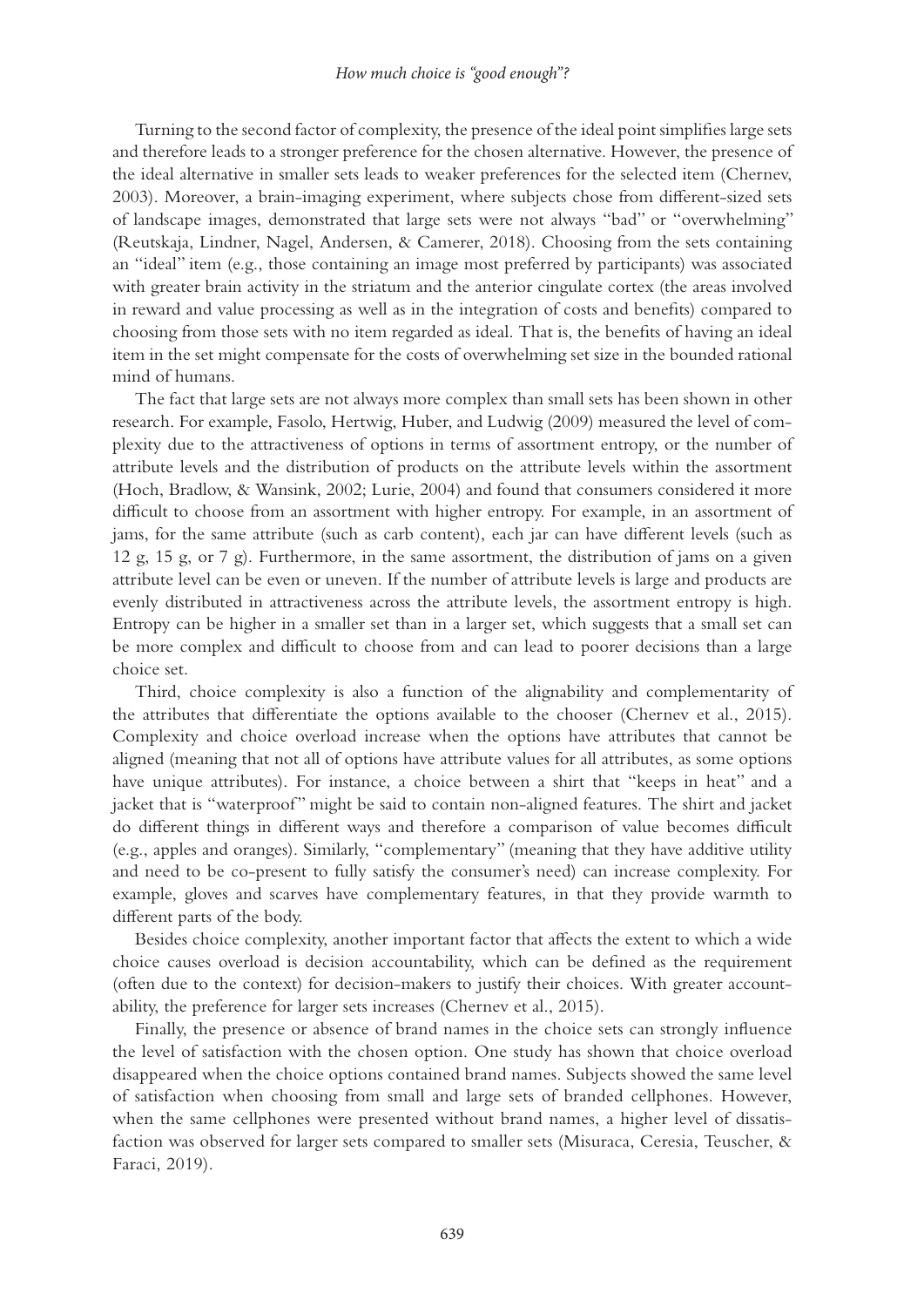Turning to the second factor of complexity, the presence of the ideal point simplifies large sets and therefore leads to a stronger preference for the chosen alternative. However, the presence of the ideal alternative in smaller sets leads to weaker preferences for the selected item (Chernev, 2003). Moreover, a brain-imaging experiment, where subjects chose from different-sized sets of landscape images, demonstrated that large sets were not always "bad" or "overwhelming" (Reutskaja, Lindner, Nagel, Andersen, & Camerer, 2018). Choosing from the sets containing an "ideal" item (e.g., those containing an image most preferred by participants) was associated with greater brain activity in the striatum and the anterior cingulate cortex (the areas involved in reward and value processing as well as in the integration of costs and benefits) compared to choosing from those sets with no item regarded as ideal. That is, the benefits of having an ideal item in the set might compensate for the costs of overwhelming set size in the bounded rational mind of humans.

The fact that large sets are not always more complex than small sets has been shown in other research. For example, Fasolo, Hertwig, Huber, and Ludwig (2009) measured the level of complexity due to the attractiveness of options in terms of assortment entropy, or the number of attribute levels and the distribution of products on the attribute levels within the assortment (Hoch, Bradlow, & Wansink, 2002; Lurie, 2004) and found that consumers considered it more difficult to choose from an assortment with higher entropy. For example, in an assortment of jams, for the same attribute (such as carb content), each jar can have different levels (such as 12 g, 15 g, or 7 g). Furthermore, in the same assortment, the distribution of jams on a given attribute level can be even or uneven. If the number of attribute levels is large and products are evenly distributed in attractiveness across the attribute levels, the assortment entropy is high. Entropy can be higher in a smaller set than in a larger set, which suggests that a small set can be more complex and difficult to choose from and can lead to poorer decisions than a large choice set.

Third, choice complexity is also a function of the alignability and complementarity of the attributes that differentiate the options available to the chooser (Chernev et al., 2015). Complexity and choice overload increase when the options have attributes that cannot be aligned (meaning that not all of options have attribute values for all attributes, as some options have unique attributes). For instance, a choice between a shirt that "keeps in heat" and a jacket that is "waterproof" might be said to contain non-aligned features. The shirt and jacket do different things in different ways and therefore a comparison of value becomes difficult (e.g., apples and oranges). Similarly, "complementary" (meaning that they have additive utility and need to be co-present to fully satisfy the consumer's need) can increase complexity. For example, gloves and scarves have complementary features, in that they provide warmth to different parts of the body.

Besides choice complexity, another important factor that affects the extent to which a wide choice causes overload is decision accountability, which can be defined as the requirement (often due to the context) for decision-makers to justify their choices. With greater accountability, the preference for larger sets increases (Chernev et al., 2015).

Finally, the presence or absence of brand names in the choice sets can strongly influence the level of satisfaction with the chosen option. One study has shown that choice overload disappeared when the choice options contained brand names. Subjects showed the same level of satisfaction when choosing from small and large sets of branded cellphones. However, when the same cellphones were presented without brand names, a higher level of dissatisfaction was observed for larger sets compared to smaller sets (Misuraca, Ceresia, Teuscher, & Faraci, 2019).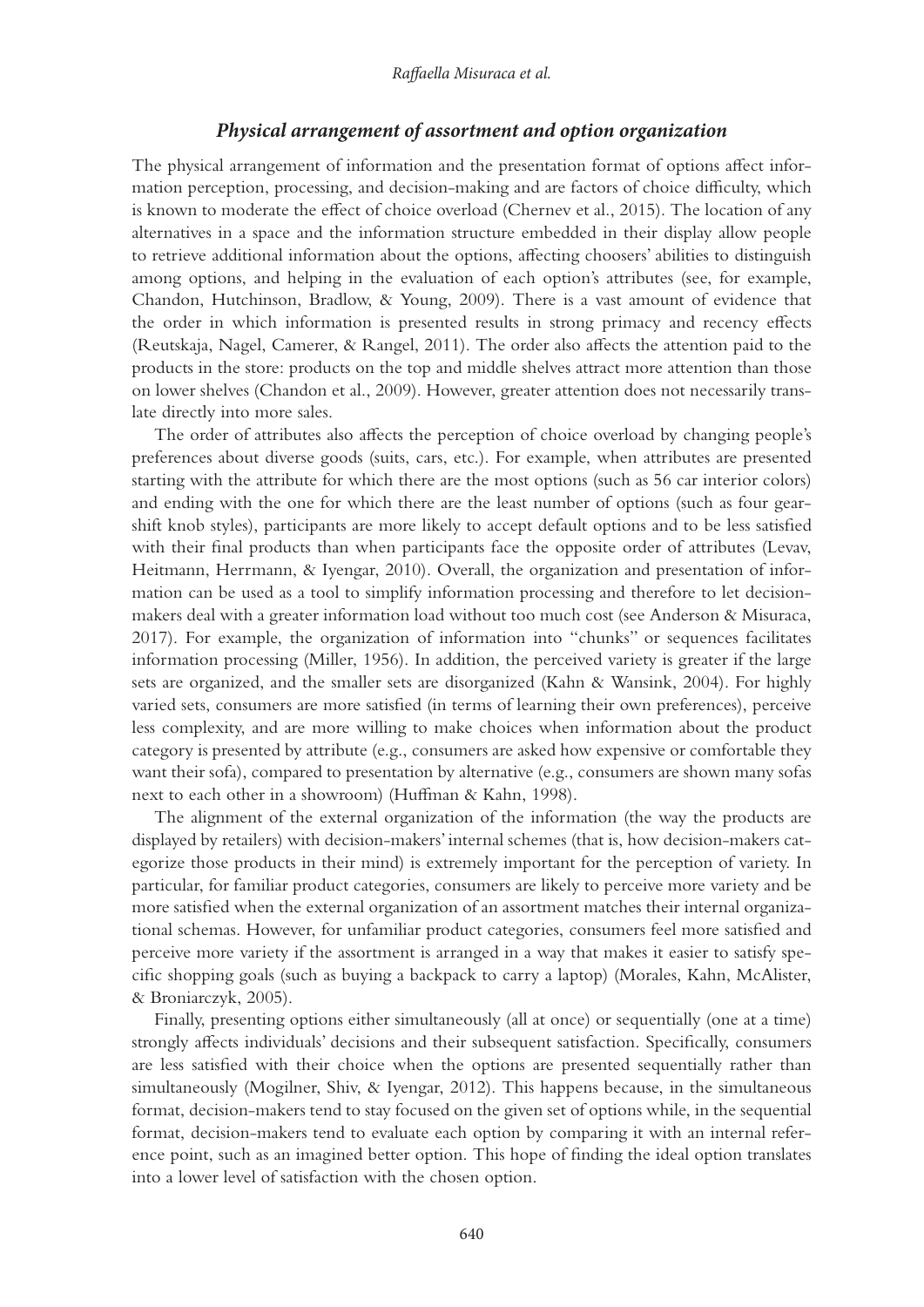### *Physical arrangement of assortment and option organization*

The physical arrangement of information and the presentation format of options affect information perception, processing, and decision-making and are factors of choice difficulty, which is known to moderate the effect of choice overload (Chernev et al., 2015). The location of any alternatives in a space and the information structure embedded in their display allow people to retrieve additional information about the options, affecting choosers' abilities to distinguish among options, and helping in the evaluation of each option's attributes (see, for example, Chandon, Hutchinson, Bradlow, & Young, 2009). There is a vast amount of evidence that the order in which information is presented results in strong primacy and recency effects (Reutskaja, Nagel, Camerer, & Rangel, 2011). The order also affects the attention paid to the products in the store: products on the top and middle shelves attract more attention than those on lower shelves (Chandon et al., 2009). However, greater attention does not necessarily translate directly into more sales.

The order of attributes also affects the perception of choice overload by changing people's preferences about diverse goods (suits, cars, etc.). For example, when attributes are presented starting with the attribute for which there are the most options (such as 56 car interior colors) and ending with the one for which there are the least number of options (such as four gearshift knob styles), participants are more likely to accept default options and to be less satisfied with their final products than when participants face the opposite order of attributes (Levav, Heitmann, Herrmann, & Iyengar, 2010). Overall, the organization and presentation of information can be used as a tool to simplify information processing and therefore to let decision-makers deal with a greater information load without too much cost (see Anderson & Misuraca, 2017). For example, the organization of information into "chunks" or sequences facilitates information processing (Miller, 1956). In addition, the perceived variety is greater if the large sets are organized, and the smaller sets are disorganized (Kahn & Wansink, 2004). For highly varied sets, consumers are more satisfied (in terms of learning their own preferences), perceive less complexity, and are more willing to make choices when information about the product category is presented by attribute (e.g., consumers are asked how expensive or comfortable they want their sofa), compared to presentation by alternative (e.g., consumers are shown many sofas next to each other in a showroom) (Huffman & Kahn, 1998).

The alignment of the external organization of the information (the way the products are displayed by retailers) with decision-makers' internal schemes (that is, how decision-makers categorize those products in their mind) is extremely important for the perception of variety. In particular, for familiar product categories, consumers are likely to perceive more variety and be more satisfied when the external organization of an assortment matches their internal organizational schemas. However, for unfamiliar product categories, consumers feel more satisfied and perceive more variety if the assortment is arranged in a way that makes it easier to satisfy specific shopping goals (such as buying a backpack to carry a laptop) (Morales, Kahn, McAlister, & Broniarczyk, 2005).

Finally, presenting options either simultaneously (all at once) or sequentially (one at a time) strongly affects individuals' decisions and their subsequent satisfaction. Specifically, consumers are less satisfied with their choice when the options are presented sequentially rather than simultaneously (Mogilner, Shiv, & Iyengar, 2012). This happens because, in the simultaneous format, decision-makers tend to stay focused on the given set of options while, in the sequential format, decision-makers tend to evaluate each option by comparing it with an internal reference point, such as an imagined better option. This hope of finding the ideal option translates into a lower level of satisfaction with the chosen option.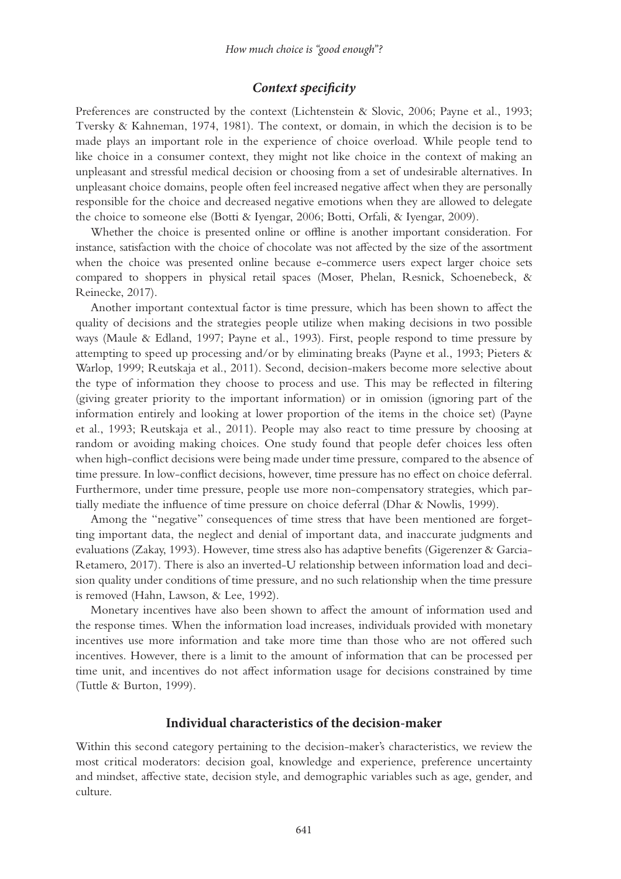### *Context specificity*

Preferences are constructed by the context (Lichtenstein & Slovic, 2006; Payne et al., 1993; Tversky & Kahneman, 1974, 1981). The context, or domain, in which the decision is to be made plays an important role in the experience of choice overload. While people tend to like choice in a consumer context, they might not like choice in the context of making an unpleasant and stressful medical decision or choosing from a set of undesirable alternatives. In unpleasant choice domains, people often feel increased negative affect when they are personally responsible for the choice and decreased negative emotions when they are allowed to delegate the choice to someone else (Botti & Iyengar, 2006; Botti, Orfali, & Iyengar, 2009).

Whether the choice is presented online or offline is another important consideration. For instance, satisfaction with the choice of chocolate was not affected by the size of the assortment when the choice was presented online because e-commerce users expect larger choice sets compared to shoppers in physical retail spaces (Moser, Phelan, Resnick, Schoenebeck, & Reinecke, 2017).

Another important contextual factor is time pressure, which has been shown to affect the quality of decisions and the strategies people utilize when making decisions in two possible ways (Maule & Edland, 1997; Payne et al., 1993). First, people respond to time pressure by attempting to speed up processing and/or by eliminating breaks (Payne et al., 1993; Pieters & Warlop, 1999; Reutskaja et al., 2011). Second, decision-makers become more selective about the type of information they choose to process and use. This may be reflected in filtering (giving greater priority to the important information) or in omission (ignoring part of the information entirely and looking at lower proportion of the items in the choice set) (Payne et al., 1993; Reutskaja et al., 2011). People may also react to time pressure by choosing at random or avoiding making choices. One study found that people defer choices less often when high-conflict decisions were being made under time pressure, compared to the absence of time pressure. In low-conflict decisions, however, time pressure has no effect on choice deferral. Furthermore, under time pressure, people use more non-compensatory strategies, which partially mediate the influence of time pressure on choice deferral (Dhar & Nowlis, 1999).

Among the "negative" consequences of time stress that have been mentioned are forgetting important data, the neglect and denial of important data, and inaccurate judgments and evaluations (Zakay, 1993). However, time stress also has adaptive benefits (Gigerenzer & Garcia-Retamero, 2017). There is also an inverted-U relationship between information load and decision quality under conditions of time pressure, and no such relationship when the time pressure is removed (Hahn, Lawson, & Lee, 1992).

Monetary incentives have also been shown to affect the amount of information used and the response times. When the information load increases, individuals provided with monetary incentives use more information and take more time than those who are not offered such incentives. However, there is a limit to the amount of information that can be processed per time unit, and incentives do not affect information usage for decisions constrained by time (Tuttle & Burton, 1999).

## Individual characteristics of the decision-maker

Within this second category pertaining to the decision-maker's characteristics, we review the most critical moderators: decision goal, knowledge and experience, preference uncertainty and mindset, affective state, decision style, and demographic variables such as age, gender, and culture.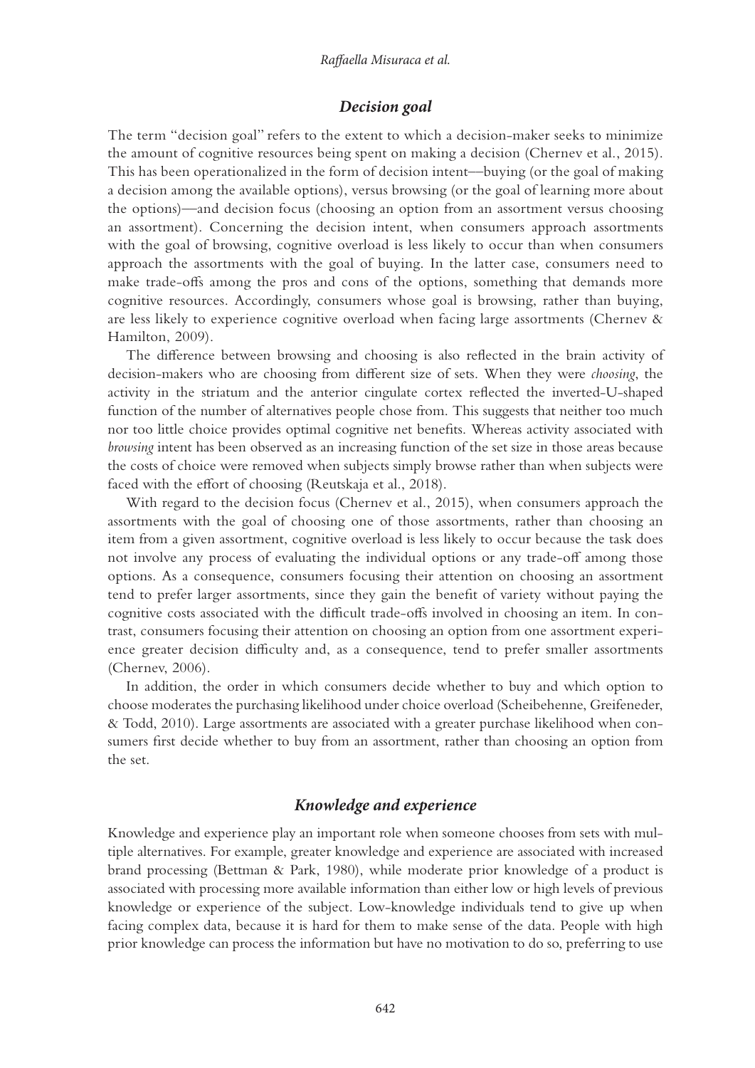### *Decision goal*

The term "decision goal" refers to the extent to which a decision-maker seeks to minimize the amount of cognitive resources being spent on making a decision (Chernev et al., 2015). This has been operationalized in the form of decision intent—buying (or the goal of making a decision among the available options), versus browsing (or the goal of learning more about the options)—and decision focus (choosing an option from an assortment versus choosing an assortment). Concerning the decision intent, when consumers approach assortments with the goal of browsing, cognitive overload is less likely to occur than when consumers approach the assortments with the goal of buying. In the latter case, consumers need to make trade-offs among the pros and cons of the options, something that demands more cognitive resources. Accordingly, consumers whose goal is browsing, rather than buying, are less likely to experience cognitive overload when facing large assortments (Chernev & Hamilton, 2009).

The difference between browsing and choosing is also reflected in the brain activity of decision-makers who are choosing from different size of sets. When they were *choosing*, the activity in the striatum and the anterior cingulate cortex reflected the inverted-U-shaped function of the number of alternatives people chose from. This suggests that neither too much nor too little choice provides optimal cognitive net benefits. Whereas activity associated with *browsing* intent has been observed as an increasing function of the set size in those areas because the costs of choice were removed when subjects simply browse rather than when subjects were faced with the effort of choosing (Reutskaja et al., 2018).

With regard to the decision focus (Chernev et al., 2015), when consumers approach the assortments with the goal of choosing one of those assortments, rather than choosing an item from a given assortment, cognitive overload is less likely to occur because the task does not involve any process of evaluating the individual options or any trade-off among those options. As a consequence, consumers focusing their attention on choosing an assortment tend to prefer larger assortments, since they gain the benefit of variety without paying the cognitive costs associated with the difficult trade-offs involved in choosing an item. In contrast, consumers focusing their attention on choosing an option from one assortment experience greater decision difficulty and, as a consequence, tend to prefer smaller assortments (Chernev, 2006).

In addition, the order in which consumers decide whether to buy and which option to choose moderates the purchasing likelihood under choice overload (Scheibehenne, Greifeneder, & Todd, 2010). Large assortments are associated with a greater purchase likelihood when consumers first decide whether to buy from an assortment, rather than choosing an option from the set.

### *Knowledge and experience*

Knowledge and experience play an important role when someone chooses from sets with multiple alternatives. For example, greater knowledge and experience are associated with increased brand processing (Bettman & Park, 1980), while moderate prior knowledge of a product is associated with processing more available information than either low or high levels of previous knowledge or experience of the subject. Low-knowledge individuals tend to give up when facing complex data, because it is hard for them to make sense of the data. People with high prior knowledge can process the information but have no motivation to do so, preferring to use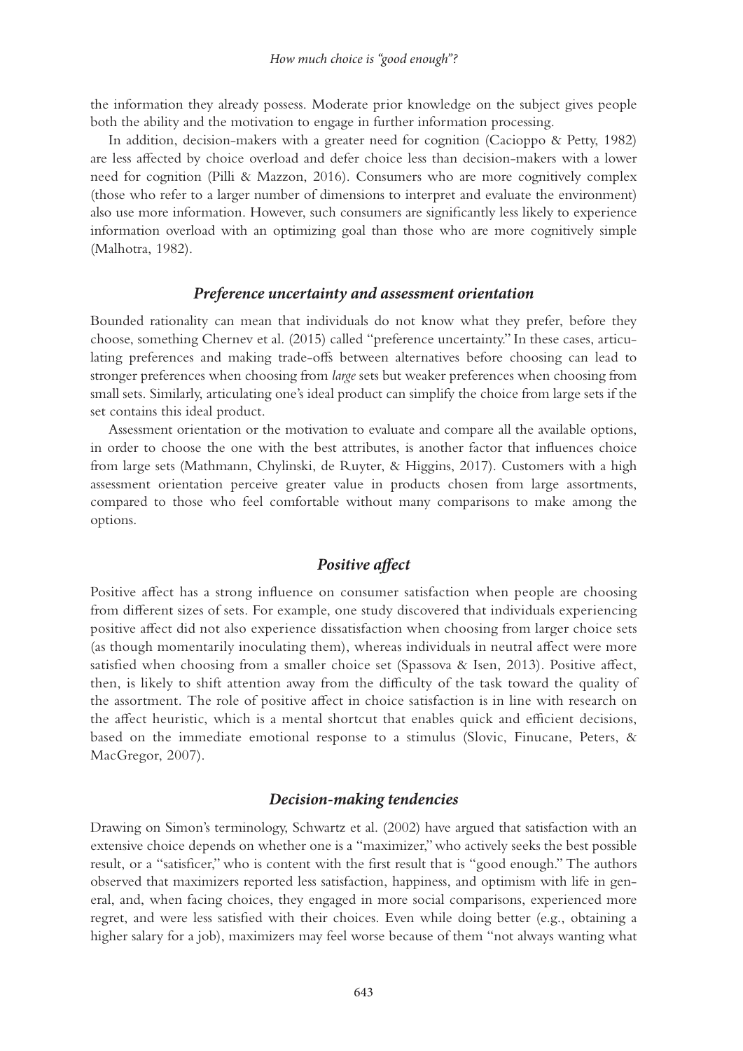the information they already possess. Moderate prior knowledge on the subject gives people both the ability and the motivation to engage in further information processing.

In addition, decision-makers with a greater need for cognition (Cacioppo & Petty, 1982) are less affected by choice overload and defer choice less than decision-makers with a lower need for cognition (Pilli & Mazzon, 2016). Consumers who are more cognitively complex (those who refer to a larger number of dimensions to interpret and evaluate the environment) also use more information. However, such consumers are significantly less likely to experience information overload with an optimizing goal than those who are more cognitively simple (Malhotra, 1982).

### *Preference uncertainty and assessment orientation*

Bounded rationality can mean that individuals do not know what they prefer, before they choose, something Chernev et al. (2015) called "preference uncertainty." In these cases, articulating preferences and making trade-offs between alternatives before choosing can lead to stronger preferences when choosing from *large* sets but weaker preferences when choosing from small sets. Similarly, articulating one's ideal product can simplify the choice from large sets if the set contains this ideal product.

Assessment orientation or the motivation to evaluate and compare all the available options, in order to choose the one with the best attributes, is another factor that influences choice from large sets (Mathmann, Chylinski, de Ruyter, & Higgins, 2017). Customers with a high assessment orientation perceive greater value in products chosen from large assortments, compared to those who feel comfortable without many comparisons to make among the options.

### *Positive affect*

Positive affect has a strong influence on consumer satisfaction when people are choosing from different sizes of sets. For example, one study discovered that individuals experiencing positive affect did not also experience dissatisfaction when choosing from larger choice sets (as though momentarily inoculating them), whereas individuals in neutral affect were more satisfied when choosing from a smaller choice set (Spassova & Isen, 2013). Positive affect, then, is likely to shift attention away from the difficulty of the task toward the quality of the assortment. The role of positive affect in choice satisfaction is in line with research on the affect heuristic, which is a mental shortcut that enables quick and efficient decisions, based on the immediate emotional response to a stimulus (Slovic, Finucane, Peters, & MacGregor, 2007).

### *Decision-making tendencies*

Drawing on Simon's terminology, Schwartz et al. (2002) have argued that satisfaction with an extensive choice depends on whether one is a "maximizer," who actively seeks the best possible result, or a "satisficer," who is content with the first result that is "good enough." The authors observed that maximizers reported less satisfaction, happiness, and optimism with life in general, and, when facing choices, they engaged in more social comparisons, experienced more regret, and were less satisfied with their choices. Even while doing better (e.g., obtaining a higher salary for a job), maximizers may feel worse because of them "not always wanting what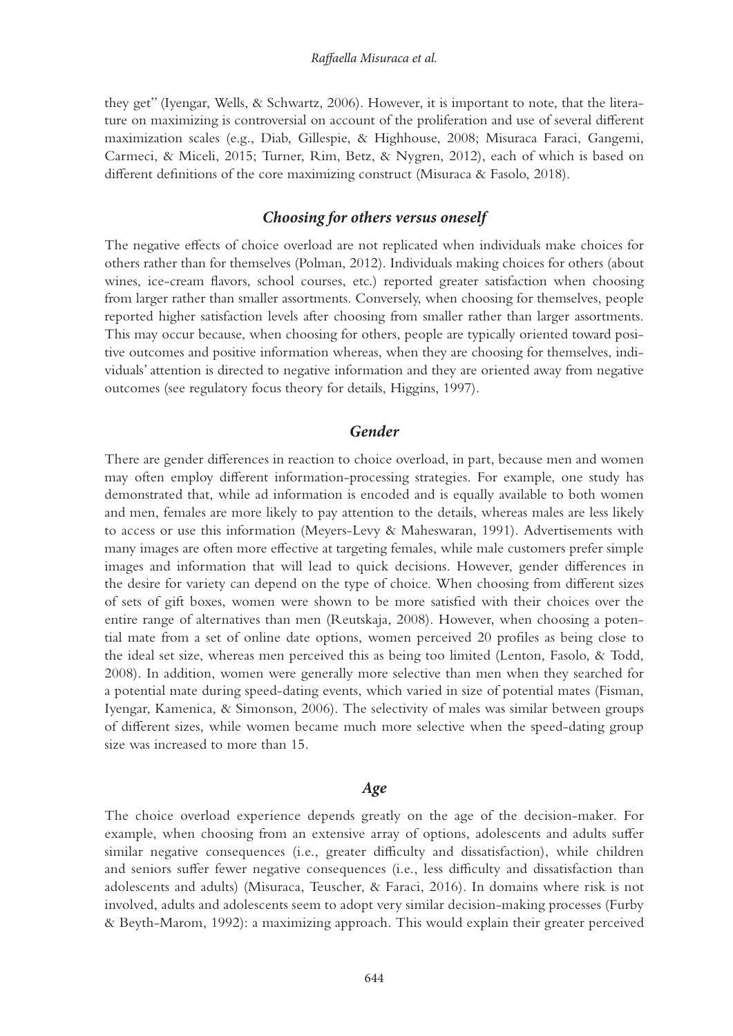they get" (Iyengar, Wells, & Schwartz, 2006). However, it is important to note, that the literature on maximizing is controversial on account of the proliferation and use of several different maximization scales (e.g., Diab, Gillespie, & Highhouse, 2008; Misuraca Faraci, Gangemi, Carmeci, & Miceli, 2015; Turner, Rim, Betz, & Nygren, 2012), each of which is based on different definitions of the core maximizing construct (Misuraca & Fasolo, 2018).

### *Choosing for others versus oneself*

The negative effects of choice overload are not replicated when individuals make choices for others rather than for themselves (Polman, 2012). Individuals making choices for others (about wines, ice-cream flavors, school courses, etc.) reported greater satisfaction when choosing from larger rather than smaller assortments. Conversely, when choosing for themselves, people reported higher satisfaction levels after choosing from smaller rather than larger assortments. This may occur because, when choosing for others, people are typically oriented toward positive outcomes and positive information whereas, when they are choosing for themselves, individuals' attention is directed to negative information and they are oriented away from negative outcomes (see regulatory focus theory for details, Higgins, 1997).

### *Gender*

There are gender differences in reaction to choice overload, in part, because men and women may often employ different information-processing strategies. For example, one study has demonstrated that, while ad information is encoded and is equally available to both women and men, females are more likely to pay attention to the details, whereas males are less likely to access or use this information (Meyers-Levy & Maheswaran, 1991). Advertisements with many images are often more effective at targeting females, while male customers prefer simple images and information that will lead to quick decisions. However, gender differences in the desire for variety can depend on the type of choice. When choosing from different sizes of sets of gift boxes, women were shown to be more satisfied with their choices over the entire range of alternatives than men (Reutskaja, 2008). However, when choosing a potential mate from a set of online date options, women perceived 20 profiles as being close to the ideal set size, whereas men perceived this as being too limited (Lenton, Fasolo, & Todd, 2008). In addition, women were generally more selective than men when they searched for a potential mate during speed-dating events, which varied in size of potential mates (Fisman, Iyengar, Kamenica, & Simonson, 2006). The selectivity of males was similar between groups of different sizes, while women became much more selective when the speed-dating group size was increased to more than 15.

### *Age*

The choice overload experience depends greatly on the age of the decision-maker. For example, when choosing from an extensive array of options, adolescents and adults suffer similar negative consequences (i.e., greater difficulty and dissatisfaction), while children and seniors suffer fewer negative consequences (i.e., less difficulty and dissatisfaction than adolescents and adults) (Misuraca, Teuscher, & Faraci, 2016). In domains where risk is not involved, adults and adolescents seem to adopt very similar decision-making processes (Furby & Beyth-Marom, 1992): a maximizing approach. This would explain their greater perceived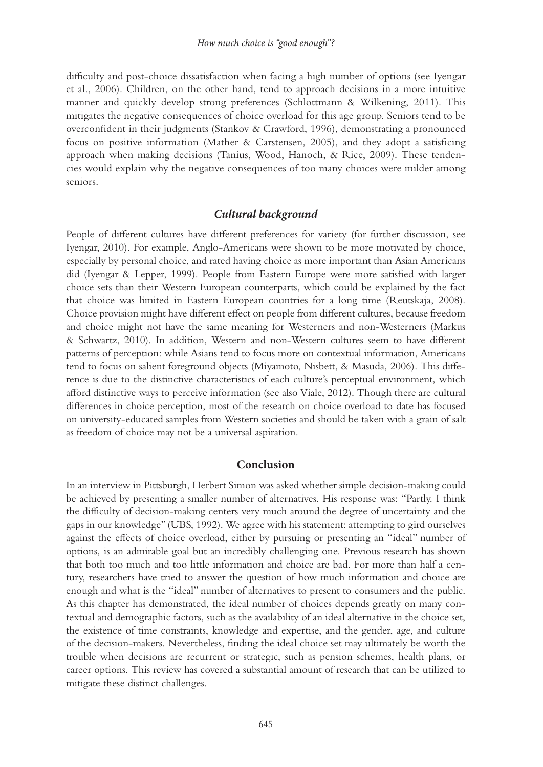difficulty and post-choice dissatisfaction when facing a high number of options (see Iyengar et al., 2006). Children, on the other hand, tend to approach decisions in a more intuitive manner and quickly develop strong preferences (Schlottmann & Wilkening, 2011). This mitigates the negative consequences of choice overload for this age group. Seniors tend to be overconfident in their judgments (Stankov & Crawford, 1996), demonstrating a pronounced focus on positive information (Mather & Carstensen, 2005), and they adopt a satisficing approach when making decisions (Tanius, Wood, Hanoch, & Rice, 2009). These tendencies would explain why the negative consequences of too many choices were milder among seniors.

### *Cultural background*

People of different cultures have different preferences for variety (for further discussion, see Iyengar, 2010). For example, Anglo-Americans were shown to be more motivated by choice, especially by personal choice, and rated having choice as more important than Asian Americans did (Iyengar & Lepper, 1999). People from Eastern Europe were more satisfied with larger choice sets than their Western European counterparts, which could be explained by the fact that choice was limited in Eastern European countries for a long time (Reutskaja, 2008). Choice provision might have different effect on people from different cultures, because freedom and choice might not have the same meaning for Westerners and non-Westerners (Markus & Schwartz, 2010). In addition, Western and non-Western cultures seem to have different patterns of perception: while Asians tend to focus more on contextual information, Americans tend to focus on salient foreground objects (Miyamoto, Nisbett, & Masuda, 2006). This difference is due to the distinctive characteristics of each culture's perceptual environment, which afford distinctive ways to perceive information (see also Viale, 2012). Though there are cultural differences in choice perception, most of the research on choice overload to date has focused on university-educated samples from Western societies and should be taken with a grain of salt as freedom of choice may not be a universal aspiration.

## Conclusion

In an interview in Pittsburgh, Herbert Simon was asked whether simple decision-making could be achieved by presenting a smaller number of alternatives. His response was: "Partly. I think the difficulty of decision-making centers very much around the degree of uncertainty and the gaps in our knowledge" (UBS, 1992). We agree with his statement: attempting to gird ourselves against the effects of choice overload, either by pursuing or presenting an "ideal" number of options, is an admirable goal but an incredibly challenging one. Previous research has shown that both too much and too little information and choice are bad. For more than half a century, researchers have tried to answer the question of how much information and choice are enough and what is the "ideal" number of alternatives to present to consumers and the public. As this chapter has demonstrated, the ideal number of choices depends greatly on many contextual and demographic factors, such as the availability of an ideal alternative in the choice set, the existence of time constraints, knowledge and expertise, and the gender, age, and culture of the decision-makers. Nevertheless, finding the ideal choice set may ultimately be worth the trouble when decisions are recurrent or strategic, such as pension schemes, health plans, or career options. This review has covered a substantial amount of research that can be utilized to mitigate these distinct challenges.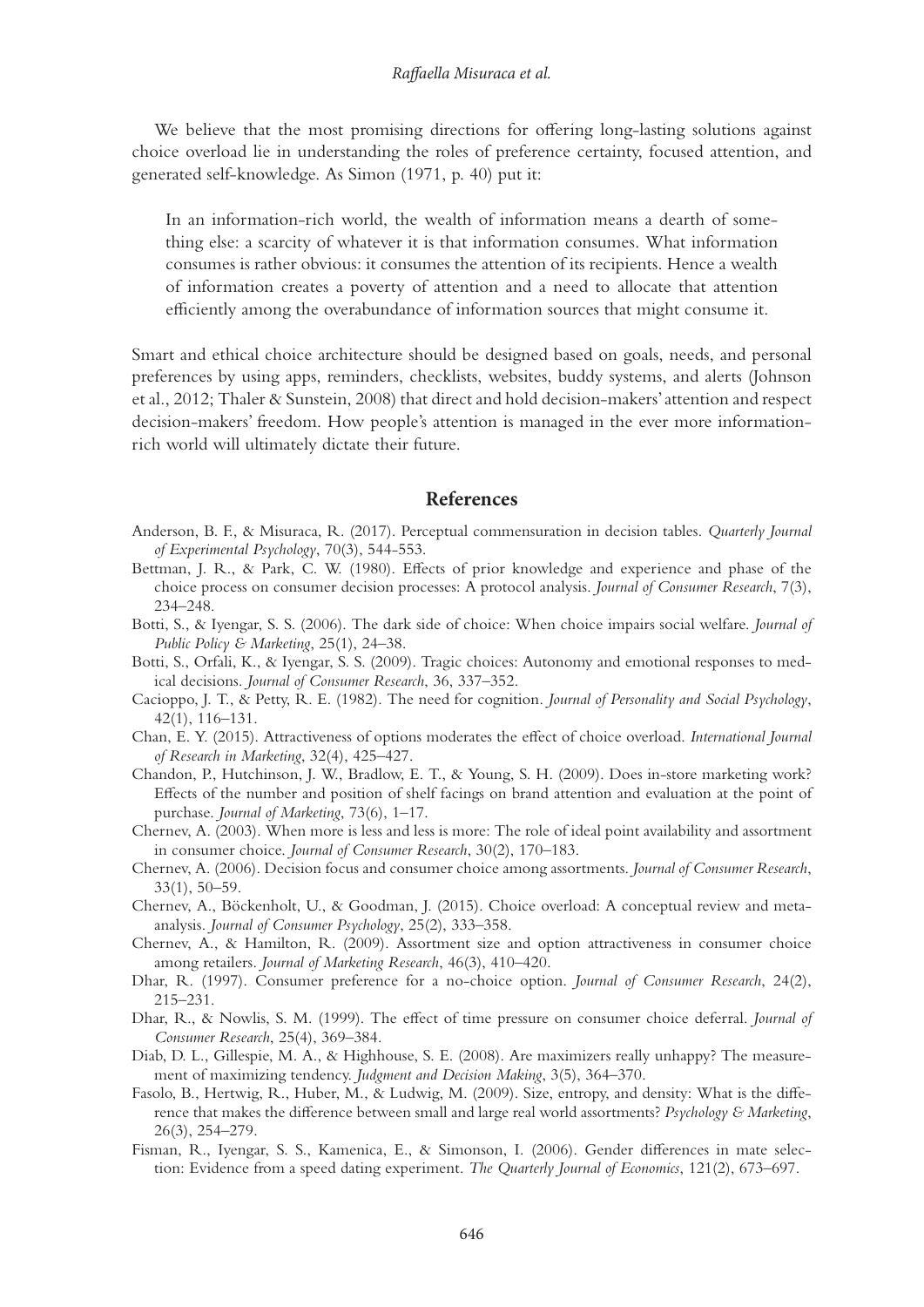We believe that the most promising directions for offering long-lasting solutions against choice overload lie in understanding the roles of preference certainty, focused attention, and generated self-knowledge. As Simon (1971, p. 40) put it:

> In an information-rich world, the wealth of information means a dearth of something else: a scarcity of whatever it is that information consumes. What information consumes is rather obvious: it consumes the attention of its recipients. Hence a wealth of information creates a poverty of attention and a need to allocate that attention efficiently among the overabundance of information sources that might consume it.

Smart and ethical choice architecture should be designed based on goals, needs, and personal preferences by using apps, reminders, checklists, websites, buddy systems, and alerts (Johnson et al., 2012; Thaler & Sunstein, 2008) that direct and hold decision-makers' attention and respect decision-makers' freedom. How people's attention is managed in the ever more information-rich world will ultimately dictate their future.

## References

Anderson, B. F., & Misuraca, R. (2017). Perceptual commensuration in decision tables. *Quarterly Journal of Experimental Psychology*, 70(3), 544-553.

Bettman, J. R., & Park, C. W. (1980). Effects of prior knowledge and experience and phase of the choice process on consumer decision processes: A protocol analysis. *Journal of Consumer Research*, 7(3), 234–248.

Botti, S., & Iyengar, S. S. (2006). The dark side of choice: When choice impairs social welfare. *Journal of Public Policy & Marketing*, 25(1), 24–38.

Botti, S., Orfali, K., & Iyengar, S. S. (2009). Tragic choices: Autonomy and emotional responses to medical decisions. *Journal of Consumer Research*, 36, 337–352.

Cacioppo, J. T., & Petty, R. E. (1982). The need for cognition. *Journal of Personality and Social Psychology*, 42(1), 116–131.

Chan, E. Y. (2015). Attractiveness of options moderates the effect of choice overload. *International Journal of Research in Marketing*, 32(4), 425–427.

Chandon, P., Hutchinson, J. W., Bradlow, E. T., & Young, S. H. (2009). Does in-store marketing work? Effects of the number and position of shelf facings on brand attention and evaluation at the point of purchase. *Journal of Marketing*, 73(6), 1–17.

Chernev, A. (2003). When more is less and less is more: The role of ideal point availability and assortment in consumer choice. *Journal of Consumer Research*, 30(2), 170–183.

Chernev, A. (2006). Decision focus and consumer choice among assortments. *Journal of Consumer Research*, 33(1), 50–59.

Chernev, A., Böckenholt, U., & Goodman, J. (2015). Choice overload: A conceptual review and meta-analysis. *Journal of Consumer Psychology*, 25(2), 333–358.

Chernev, A., & Hamilton, R. (2009). Assortment size and option attractiveness in consumer choice among retailers. *Journal of Marketing Research*, 46(3), 410–420.

Dhar, R. (1997). Consumer preference for a no-choice option. *Journal of Consumer Research*, 24(2), 215–231.

Dhar, R., & Nowlis, S. M. (1999). The effect of time pressure on consumer choice deferral. *Journal of Consumer Research*, 25(4), 369–384.

Diab, D. L., Gillespie, M. A., & Highhouse, S. E. (2008). Are maximizers really unhappy? The measurement of maximizing tendency. *Judgment and Decision Making*, 3(5), 364–370.

Fasolo, B., Hertwig, R., Huber, M., & Ludwig, M. (2009). Size, entropy, and density: What is the difference that makes the difference between small and large real world assortments? *Psychology & Marketing*, 26(3), 254–279.

Fisman, R., Iyengar, S. S., Kamenica, E., & Simonson, I. (2006). Gender differences in mate selection: Evidence from a speed dating experiment. *The Quarterly Journal of Economics*, 121(2), 673–697.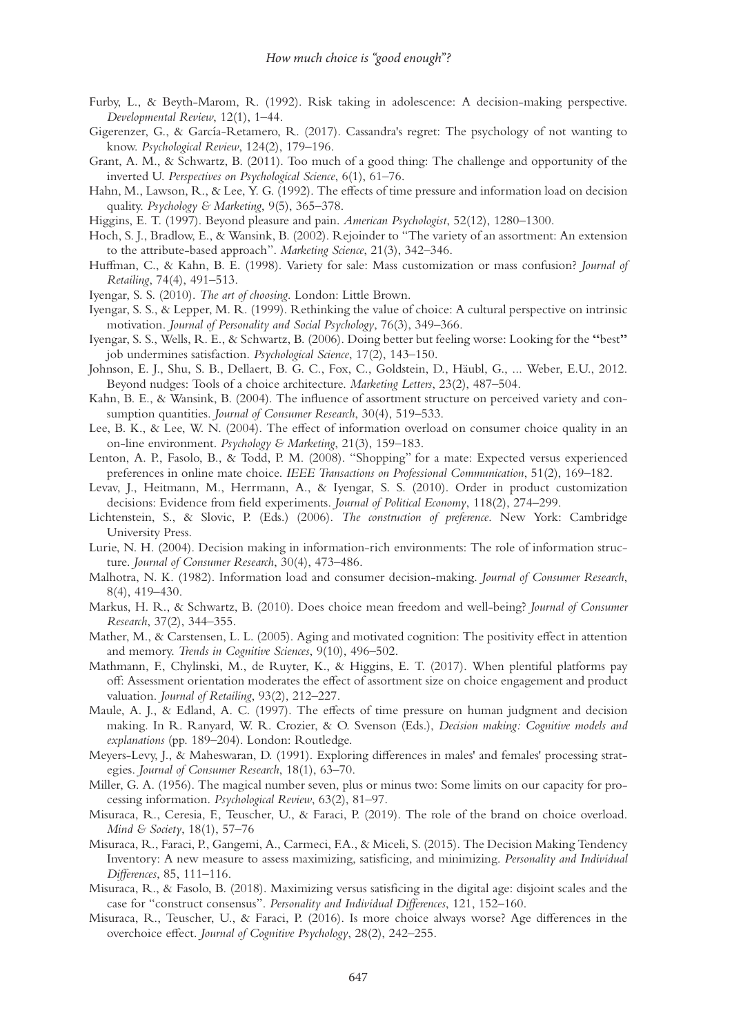Furby, L., & Beyth-Marom, R. (1992). Risk taking in adolescence: A decision-making perspective. *Developmental Review*, 12(1), 1–44.

Gigerenzer, G., & García-Retamero, R. (2017). Cassandra's regret: The psychology of not wanting to know. *Psychological Review*, 124(2), 179–196.

Grant, A. M., & Schwartz, B. (2011). Too much of a good thing: The challenge and opportunity of the inverted U. *Perspectives on Psychological Science*, 6(1), 61–76.

Hahn, M., Lawson, R., & Lee, Y. G. (1992). The effects of time pressure and information load on decision quality. *Psychology & Marketing*, 9(5), 365–378.

Higgins, E. T. (1997). Beyond pleasure and pain. *American Psychologist*, 52(12), 1280–1300.

Hoch, S. J., Bradlow, E., & Wansink, B. (2002). Rejoinder to "The variety of an assortment: An extension to the attribute-based approach". *Marketing Science*, 21(3), 342–346.

Huffman, C., & Kahn, B. E. (1998). Variety for sale: Mass customization or mass confusion? *Journal of Retailing*, 74(4), 491–513.

Iyengar, S. S. (2010). *The art of choosing*. London: Little Brown.

Iyengar, S. S., & Lepper, M. R. (1999). Rethinking the value of choice: A cultural perspective on intrinsic motivation. *Journal of Personality and Social Psychology*, 76(3), 349–366.

Iyengar, S. S., Wells, R. E., & Schwartz, B. (2006). Doing better but feeling worse: Looking for the **"**best**"** job undermines satisfaction. *Psychological Science*, 17(2), 143–150.

Johnson, E. J., Shu, S. B., Dellaert, B. G. C., Fox, C., Goldstein, D., Häubl, G., ... Weber, E.U., 2012. Beyond nudges: Tools of a choice architecture. *Marketing Letters*, 23(2), 487–504.

Kahn, B. E., & Wansink, B. (2004). The influence of assortment structure on perceived variety and consumption quantities. *Journal of Consumer Research*, 30(4), 519–533.

Lee, B. K., & Lee, W. N. (2004). The effect of information overload on consumer choice quality in an on-line environment. *Psychology & Marketing*, 21(3), 159–183.

Lenton, A. P., Fasolo, B., & Todd, P. M. (2008). "Shopping" for a mate: Expected versus experienced preferences in online mate choice. *IEEE Transactions on Professional Communication*, 51(2), 169–182.

Levav, J., Heitmann, M., Herrmann, A., & Iyengar, S. S. (2010). Order in product customization decisions: Evidence from field experiments. *Journal of Political Economy*, 118(2), 274–299.

Lichtenstein, S., & Slovic, P. (Eds.) (2006). *The construction of preference*. New York: Cambridge University Press.

Lurie, N. H. (2004). Decision making in information-rich environments: The role of information structure. *Journal of Consumer Research*, 30(4), 473–486.

Malhotra, N. K. (1982). Information load and consumer decision-making. *Journal of Consumer Research*, 8(4), 419–430.

Markus, H. R., & Schwartz, B. (2010). Does choice mean freedom and well-being? *Journal of Consumer Research*, 37(2), 344–355.

Mather, M., & Carstensen, L. L. (2005). Aging and motivated cognition: The positivity effect in attention and memory. *Trends in Cognitive Sciences*, 9(10), 496–502.

Mathmann, F., Chylinski, M., de Ruyter, K., & Higgins, E. T. (2017). When plentiful platforms pay off: Assessment orientation moderates the effect of assortment size on choice engagement and product valuation. *Journal of Retailing*, 93(2), 212–227.

Maule, A. J., & Edland, A. C. (1997). The effects of time pressure on human judgment and decision making. In R. Ranyard, W. R. Crozier, & O. Svenson (Eds.), *Decision making: Cognitive models and explanations* (pp. 189–204). London: Routledge.

Meyers-Levy, J., & Maheswaran, D. (1991). Exploring differences in males' and females' processing strategies. *Journal of Consumer Research*, 18(1), 63–70.

Miller, G. A. (1956). The magical number seven, plus or minus two: Some limits on our capacity for processing information. *Psychological Review*, 63(2), 81–97.

Misuraca, R., Ceresia, F., Teuscher, U., & Faraci, P. (2019). The role of the brand on choice overload. *Mind & Society*, 18(1), 57–76

Misuraca, R., Faraci, P., Gangemi, A., Carmeci, F.A., & Miceli, S. (2015). The Decision Making Tendency Inventory: A new measure to assess maximizing, satisficing, and minimizing. *Personality and Individual Differences*, 85, 111–116.

Misuraca, R., & Fasolo, B. (2018). Maximizing versus satisficing in the digital age: disjoint scales and the case for "construct consensus". *Personality and Individual Differences*, 121, 152–160.

Misuraca, R., Teuscher, U., & Faraci, P. (2016). Is more choice always worse? Age differences in the overchoice effect. *Journal of Cognitive Psychology*, 28(2), 242–255.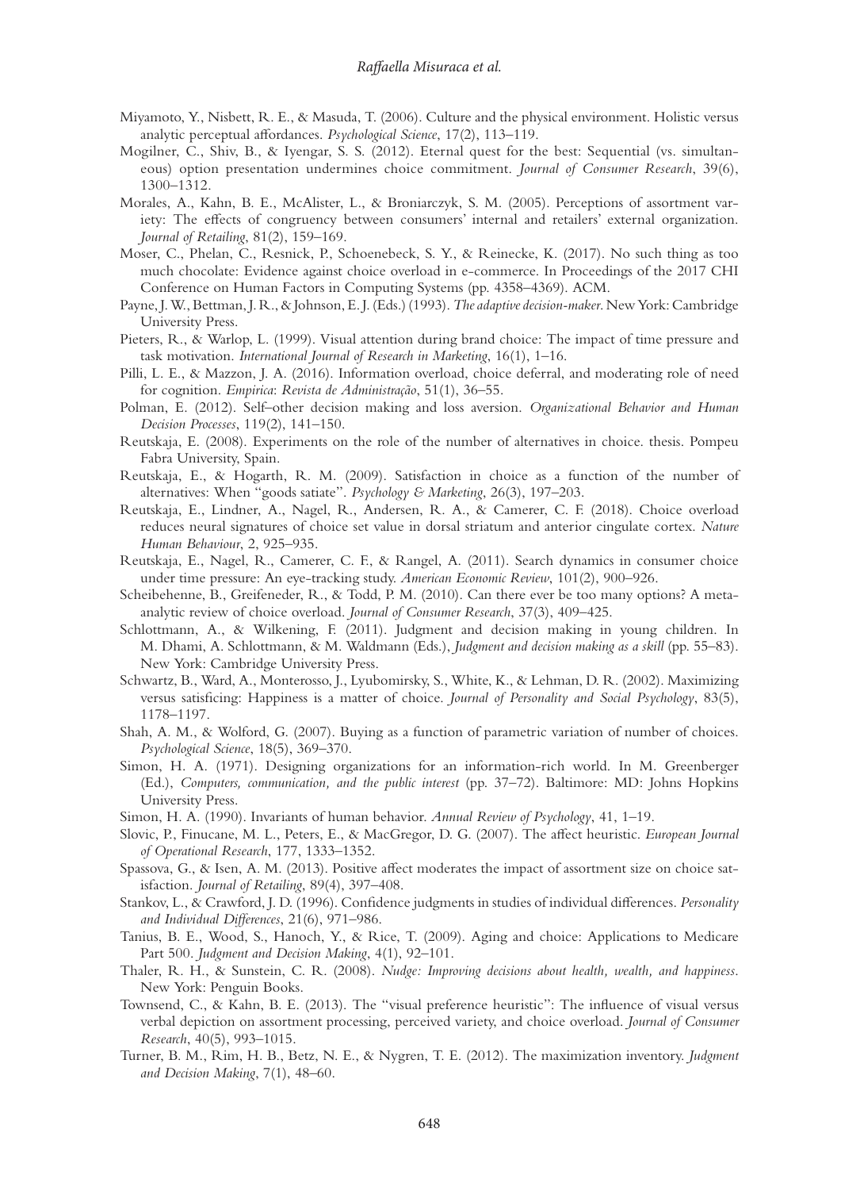Miyamoto, Y., Nisbett, R. E., & Masuda, T. (2006). Culture and the physical environment. Holistic versus analytic perceptual affordances. *Psychological Science*, 17(2), 113–119.

Mogilner, C., Shiv, B., & Iyengar, S. S. (2012). Eternal quest for the best: Sequential (vs. simultaneous) option presentation undermines choice commitment. *Journal of Consumer Research*, 39(6), 1300–1312.

Morales, A., Kahn, B. E., McAlister, L., & Broniarczyk, S. M. (2005). Perceptions of assortment variety: The effects of congruency between consumers' internal and retailers' external organization. *Journal of Retailing*, 81(2), 159–169.

Moser, C., Phelan, C., Resnick, P., Schoenebeck, S. Y., & Reinecke, K. (2017). No such thing as too much chocolate: Evidence against choice overload in e-commerce. In Proceedings of the 2017 CHI Conference on Human Factors in Computing Systems (pp. 4358–4369). ACM.

Payne, J. W., Bettman, J. R., & Johnson, E. J. (Eds.) (1993). *The adaptive decision-maker*. New York: Cambridge University Press.

Pieters, R., & Warlop, L. (1999). Visual attention during brand choice: The impact of time pressure and task motivation. *International Journal of Research in Marketing*, 16(1), 1–16.

Pilli, L. E., & Mazzon, J. A. (2016). Information overload, choice deferral, and moderating role of need for cognition. *Empirica*: *Revista de Administração*, 51(1), 36–55.

Polman, E. (2012). Self–other decision making and loss aversion. *Organizational Behavior and Human Decision Processes*, 119(2), 141–150.

Reutskaja, E. (2008). Experiments on the role of the number of alternatives in choice. thesis. Pompeu Fabra University, Spain.

Reutskaja, E., & Hogarth, R. M. (2009). Satisfaction in choice as a function of the number of alternatives: When "goods satiate". *Psychology & Marketing*, 26(3), 197–203.

Reutskaja, E., Lindner, A., Nagel, R., Andersen, R. A., & Camerer, C. F. (2018). Choice overload reduces neural signatures of choice set value in dorsal striatum and anterior cingulate cortex. *Nature Human Behaviour*, 2, 925–935.

Reutskaja, E., Nagel, R., Camerer, C. F., & Rangel, A. (2011). Search dynamics in consumer choice under time pressure: An eye-tracking study. *American Economic Review*, 101(2), 900–926.

Scheibehenne, B., Greifeneder, R., & Todd, P. M. (2010). Can there ever be too many options? A meta-analytic review of choice overload. *Journal of Consumer Research*, 37(3), 409–425.

Schlottmann, A., & Wilkening, F. (2011). Judgment and decision making in young children. In M. Dhami, A. Schlottmann, & M. Waldmann (Eds.), *Judgment and decision making as a skill* (pp. 55–83). New York: Cambridge University Press.

Schwartz, B., Ward, A., Monterosso, J., Lyubomirsky, S., White, K., & Lehman, D. R. (2002). Maximizing versus satisficing: Happiness is a matter of choice. *Journal of Personality and Social Psychology*, 83(5), 1178–1197.

Shah, A. M., & Wolford, G. (2007). Buying as a function of parametric variation of number of choices. *Psychological Science*, 18(5), 369–370.

Simon, H. A. (1971). Designing organizations for an information-rich world. In M. Greenberger (Ed.), *Computers, communication, and the public interest* (pp. 37–72). Baltimore: MD: Johns Hopkins University Press.

Simon, H. A. (1990). Invariants of human behavior. *Annual Review of Psychology*, 41, 1–19.

Slovic, P., Finucane, M. L., Peters, E., & MacGregor, D. G. (2007). The affect heuristic. *European Journal of Operational Research*, 177, 1333–1352.

Spassova, G., & Isen, A. M. (2013). Positive affect moderates the impact of assortment size on choice satisfaction. *Journal of Retailing*, 89(4), 397–408.

Stankov, L., & Crawford, J. D. (1996). Confidence judgments in studies of individual differences. *Personality and Individual Differences*, 21(6), 971–986.

Tanius, B. E., Wood, S., Hanoch, Y., & Rice, T. (2009). Aging and choice: Applications to Medicare Part 500. *Judgment and Decision Making*, 4(1), 92–101.

Thaler, R. H., & Sunstein, C. R. (2008). *Nudge: Improving decisions about health, wealth, and happiness*. New York: Penguin Books.

Townsend, C., & Kahn, B. E. (2013). The "visual preference heuristic": The influence of visual versus verbal depiction on assortment processing, perceived variety, and choice overload. *Journal of Consumer Research*, 40(5), 993–1015.

Turner, B. M., Rim, H. B., Betz, N. E., & Nygren, T. E. (2012). The maximization inventory. *Judgment and Decision Making*, 7(1), 48–60.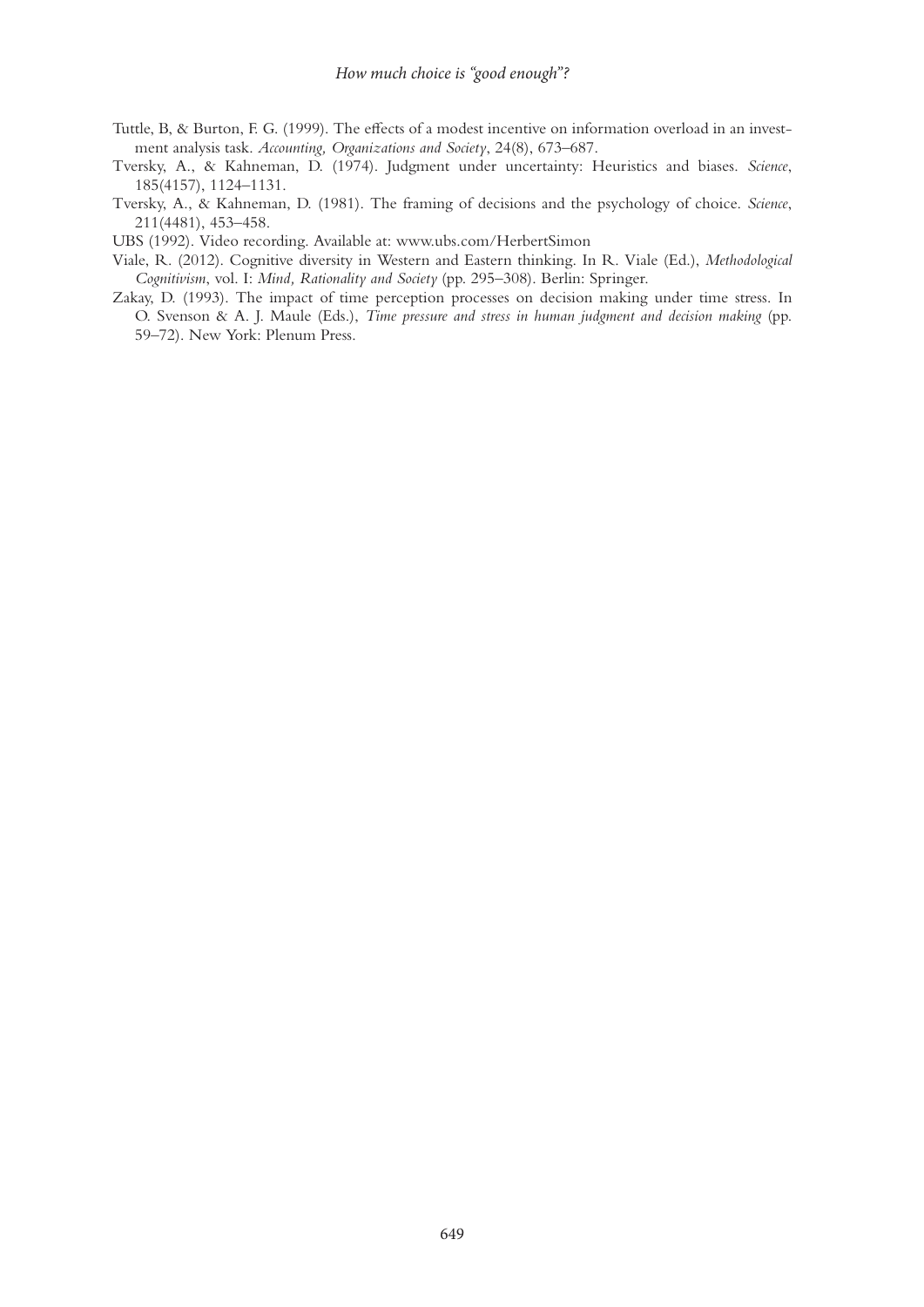Tuttle, B, & Burton, F. G. (1999). The effects of a modest incentive on information overload in an investment analysis task. *Accounting, Organizations and Society*, 24(8), 673–687.

Tversky, A., & Kahneman, D. (1974). Judgment under uncertainty: Heuristics and biases. *Science*, 185(4157), 1124–1131.

Tversky, A., & Kahneman, D. (1981). The framing of decisions and the psychology of choice. *Science*, 211(4481), 453–458.

UBS (1992). Video recording. Available at: www.ubs.com/HerbertSimon

Viale, R. (2012). Cognitive diversity in Western and Eastern thinking. In R. Viale (Ed.), *Methodological Cognitivism*, vol. I: *Mind, Rationality and Society* (pp. 295–308). Berlin: Springer.

Zakay, D. (1993). The impact of time perception processes on decision making under time stress. In O. Svenson & A. J. Maule (Eds.), *Time pressure and stress in human judgment and decision making* (pp. 59–72). New York: Plenum Press.